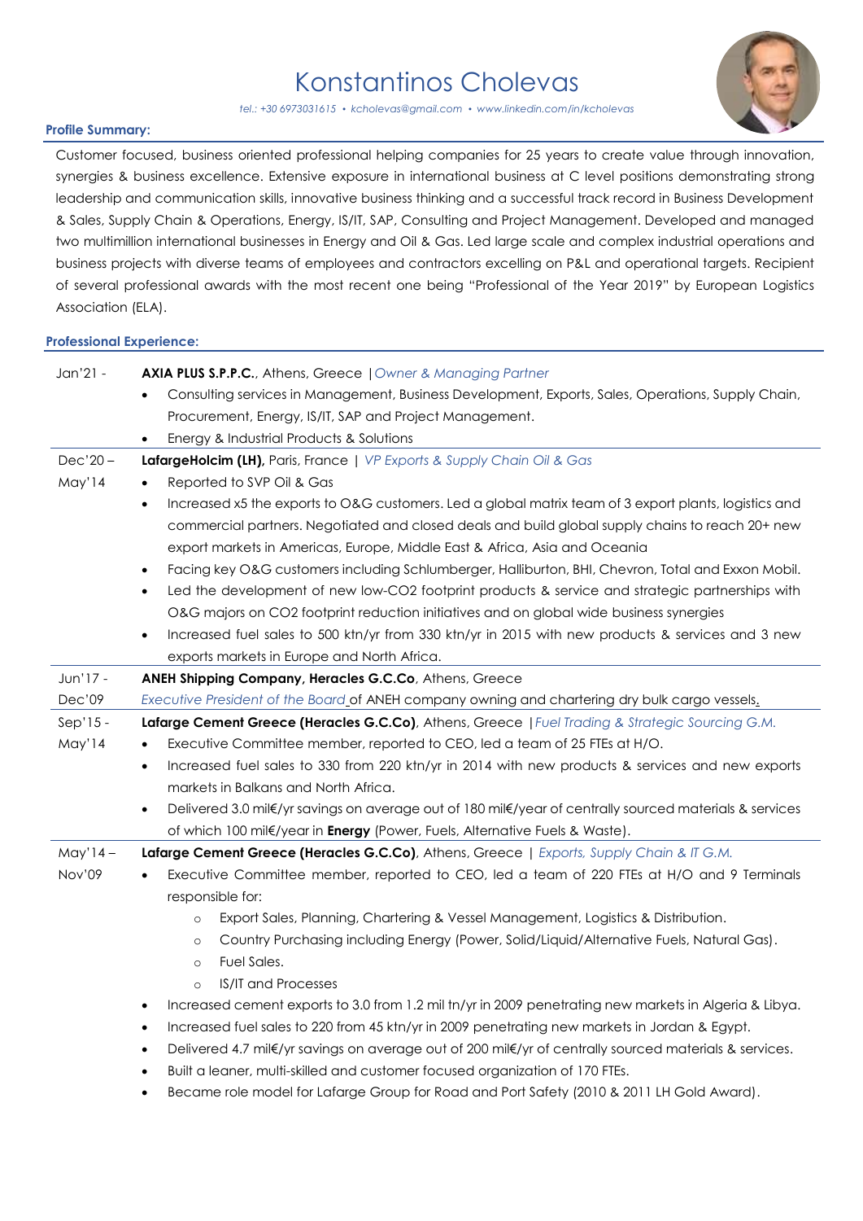# Konstantinos Cholevas

*tel.: +30 6973031615 • kcholevas@gmail.com • www.linkedin.com/in/kcholevas*

## Profile Summary:

Customer focused, business oriented professional helping companies for 25 years to create value through innovation, synergies & business excellence. Extensive exposure in international business at C level positions demonstrating strong leadership and communication skills, innovative business thinking and a successful track record in Business Development & Sales, Supply Chain & Operations, Energy, IS/IT, SAP, Consulting and Project Management. Developed and managed two multimillion international businesses in Energy and Oil & Gas. Led large scale and complex industrial operations and business projects with diverse teams of employees and contractors excelling on P&L and operational targets. Recipient of several professional awards with the most recent one being "Professional of the Year 2019" by European Logistics Association (ELA).

## Professional Experience:

**Jan'21 -**
**AXIA PLUS S.P.P.C.**, Athens, Greece | *Owner & Managing Partner*

- Consulting services in Management, Business Development, Exports, Sales, Operations, Supply Chain, Procurement, Energy, IS/IT, SAP and Project Management.
- Energy & Industrial Products & Solutions

**Dec'20 – May'14**
**LafargeHolcim (LH),** Paris, France | *VP Exports & Supply Chain Oil & Gas*

- Reported to SVP Oil & Gas
- Increased x5 the exports to O&G customers. Led a global matrix team of 3 export plants, logistics and commercial partners. Negotiated and closed deals and build global supply chains to reach 20+ new export markets in Americas, Europe, Middle East & Africa, Asia and Oceania
- Facing key O&G customers including Schlumberger, Halliburton, BHI, Chevron, Total and Exxon Mobil.
- Led the development of new low-CO2 footprint products & service and strategic partnerships with O&G majors on CO2 footprint reduction initiatives and on global wide business synergies
- Increased fuel sales to 500 ktn/yr from 330 ktn/yr in 2015 with new products & services and 3 new exports markets in Europe and North Africa.

**Jun'17 - Dec'09**
**ANEH Shipping Company, Heracles G.C.Co**, Athens, Greece

*Executive President of the Board* of ANEH company owning and chartering dry bulk cargo vessels.

**Sep'15 - May'14**
**Lafarge Cement Greece (Heracles G.C.Co)**, Athens, Greece | *Fuel Trading & Strategic Sourcing G.M.*

- Executive Committee member, reported to CEO, led a team of 25 FTEs at H/O.
- Increased fuel sales to 330 from 220 ktn/yr in 2014 with new products & services and new exports markets in Balkans and North Africa.
- Delivered 3.0 mil€/yr savings on average out of 180 mil€/year of centrally sourced materials & services of which 100 mil€/year in **Energy** (Power, Fuels, Alternative Fuels & Waste).

**May'14 – Nov'09**
**Lafarge Cement Greece (Heracles G.C.Co)**, Athens, Greece | *Exports, Supply Chain & IT G.M.*

- Executive Committee member, reported to CEO, led a team of 220 FTEs at H/O and 9 Terminals responsible for:
  - Export Sales, Planning, Chartering & Vessel Management, Logistics & Distribution.
  - Country Purchasing including Energy (Power, Solid/Liquid/Alternative Fuels, Natural Gas).
  - Fuel Sales.
  - IS/IT and Processes
- Increased cement exports to 3.0 from 1.2 mil tn/yr in 2009 penetrating new markets in Algeria & Libya.
- Increased fuel sales to 220 from 45 ktn/yr in 2009 penetrating new markets in Jordan & Egypt.
- Delivered 4.7 mil€/yr savings on average out of 200 mil€/yr of centrally sourced materials & services.
- Built a leaner, multi-skilled and customer focused organization of 170 FTEs.
- Became role model for Lafarge Group for Road and Port Safety (2010 & 2011 LH Gold Award).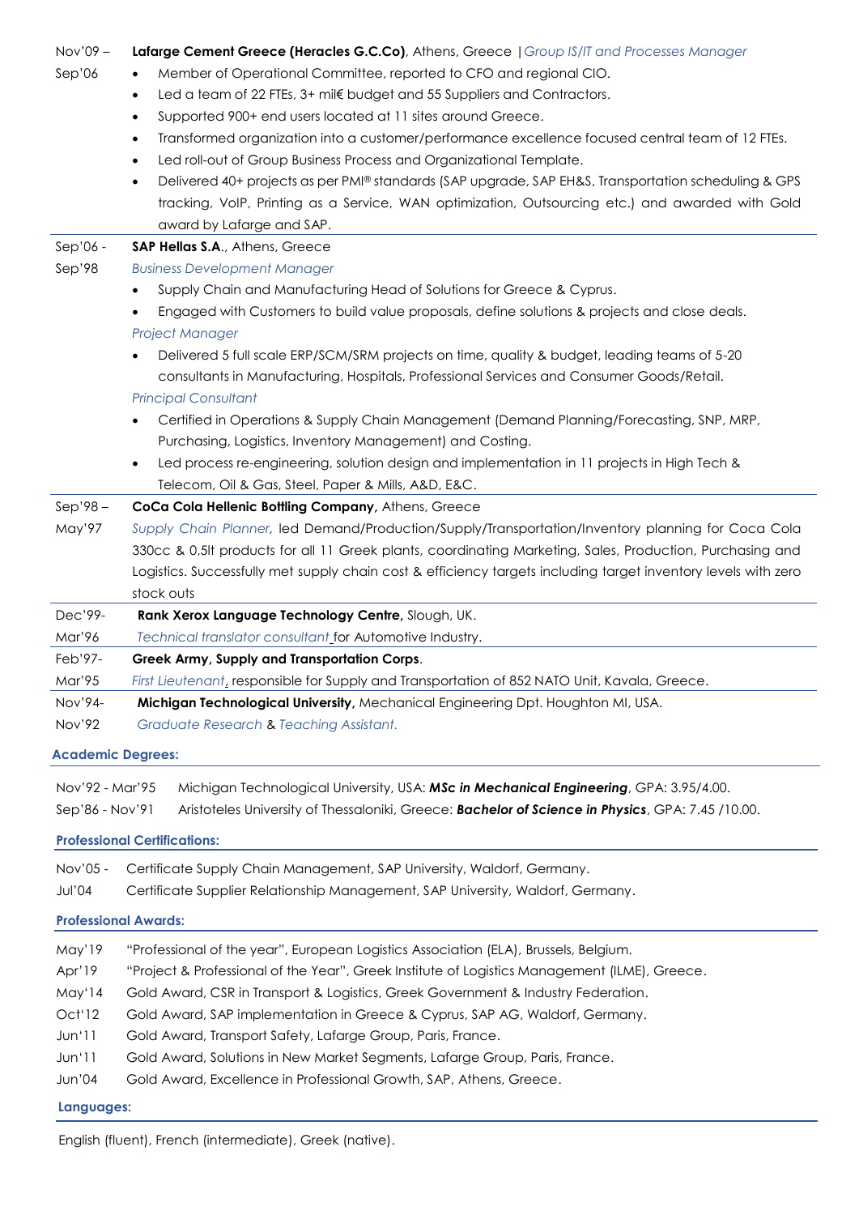Nov'09 – Sep'06 **Lafarge Cement Greece (Heracles G.C.Co)**, Athens, Greece | *Group IS/IT and Processes Manager*

- Member of Operational Committee, reported to CFO and regional CIO.
- Led a team of 22 FTEs, 3+ mil€ budget and 55 Suppliers and Contractors.
- Supported 900+ end users located at 11 sites around Greece.
- Transformed organization into a customer/performance excellence focused central team of 12 FTEs.
- Led roll-out of Group Business Process and Organizational Template.
- Delivered 40+ projects as per PMI® standards (SAP upgrade, SAP EH&S, Transportation scheduling & GPS tracking, VoIP, Printing as a Service, WAN optimization, Outsourcing etc.) and awarded with Gold award by Lafarge and SAP.

Sep'06 - Sep'98 **SAP Hellas S.A.**, Athens, Greece

*Business Development Manager*

- Supply Chain and Manufacturing Head of Solutions for Greece & Cyprus.
- Engaged with Customers to build value proposals, define solutions & projects and close deals.

*Project Manager*

- Delivered 5 full scale ERP/SCM/SRM projects on time, quality & budget, leading teams of 5-20 consultants in Manufacturing, Hospitals, Professional Services and Consumer Goods/Retail.

*Principal Consultant*

- Certified in Operations & Supply Chain Management (Demand Planning/Forecasting, SNP, MRP, Purchasing, Logistics, Inventory Management) and Costing.
- Led process re-engineering, solution design and implementation in 11 projects in High Tech & Telecom, Oil & Gas, Steel, Paper & Mills, A&D, E&C.

Sep'98 – May'97 **CoCa Cola Hellenic Bottling Company,** Athens, Greece

*Supply Chain Planner,* led Demand/Production/Supply/Transportation/Inventory planning for Coca Cola 330cc & 0,5lt products for all 11 Greek plants, coordinating Marketing, Sales, Production, Purchasing and Logistics. Successfully met supply chain cost & efficiency targets including target inventory levels with zero stock outs

Dec'99- Mar'96 **Rank Xerox Language Technology Centre,** Slough, UK.

*Technical translator consultant* for Automotive Industry.

Feb'97- Mar'95 **Greek Army, Supply and Transportation Corps**.

*First Lieutenant*, responsible for Supply and Transportation of 852 NATO Unit, Kavala, Greece.

Nov'94- Nov'92 **Michigan Technological University,** Mechanical Engineering Dpt. Houghton MI, USA.

*Graduate Research* & *Teaching Assistant.*

## Academic Degrees:

Nov'92 - Mar'95 Michigan Technological University, USA: ***MSc in Mechanical Engineering***, GPA: 3.95/4.00.

Sep'86 - Nov'91 Aristoteles University of Thessaloniki, Greece: ***Bachelor of Science in Physics***, GPA: 7.45 /10.00.

## Professional Certifications:

Nov'05 - Certificate Supply Chain Management, SAP University, Waldorf, Germany.

Jul'04 Certificate Supplier Relationship Management, SAP University, Waldorf, Germany.

## Professional Awards:

May'19 "Professional of the year", European Logistics Association (ELA), Brussels, Belgium.

Apr'19 "Project & Professional of the Year", Greek Institute of Logistics Management (ILME), Greece.

May'14 Gold Award, CSR in Transport & Logistics, Greek Government & Industry Federation.

Oct'12 Gold Award, SAP implementation in Greece & Cyprus, SAP AG, Waldorf, Germany.

Jun'11 Gold Award, Transport Safety, Lafarge Group, Paris, France.

Jun'11 Gold Award, Solutions in New Market Segments, Lafarge Group, Paris, France.

Jun'04 Gold Award, Excellence in Professional Growth, SAP, Athens, Greece.

## Languages:

English (fluent), French (intermediate), Greek (native).